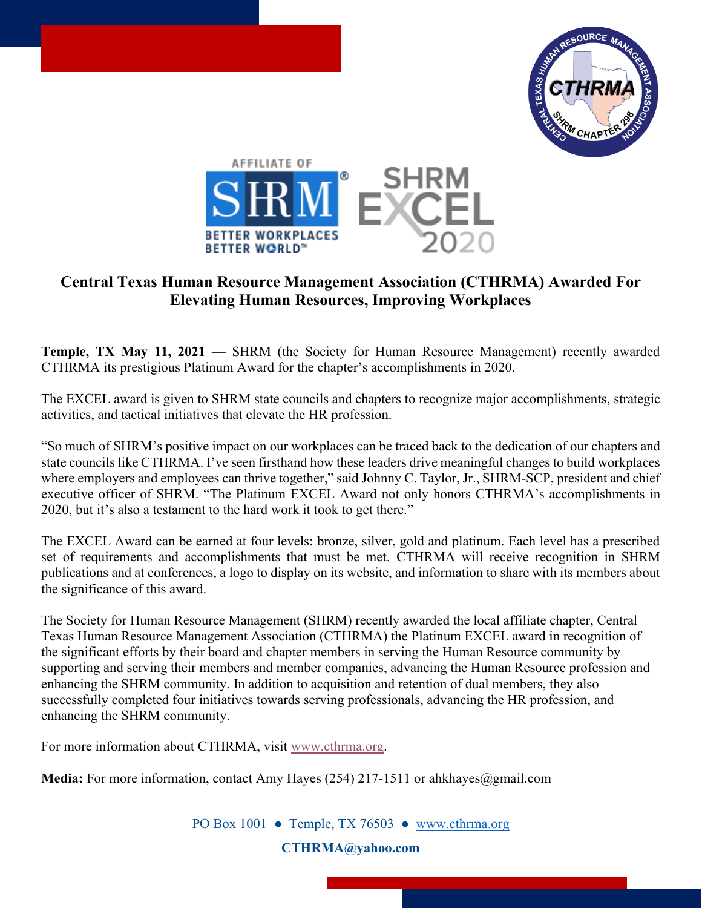# Central Texas Human Resource Management Association (CTHRMA) Awarded For Elevating Human Resources, Improving Workplaces

**Temple, TX May 11, 2021** — SHRM (the Society for Human Resource Management) recently awarded CTHRMA its prestigious Platinum Award for the chapter's accomplishments in 2020.

The EXCEL award is given to SHRM state councils and chapters to recognize major accomplishments, strategic activities, and tactical initiatives that elevate the HR profession.

"So much of SHRM's positive impact on our workplaces can be traced back to the dedication of our chapters and state councils like CTHRMA. I've seen firsthand how these leaders drive meaningful changes to build workplaces where employers and employees can thrive together," said Johnny C. Taylor, Jr., SHRM-SCP, president and chief executive officer of SHRM. "The Platinum EXCEL Award not only honors CTHRMA's accomplishments in 2020, but it's also a testament to the hard work it took to get there."

The EXCEL Award can be earned at four levels: bronze, silver, gold and platinum. Each level has a prescribed set of requirements and accomplishments that must be met. CTHRMA will receive recognition in SHRM publications and at conferences, a logo to display on its website, and information to share with its members about the significance of this award.

The Society for Human Resource Management (SHRM) recently awarded the local affiliate chapter, Central Texas Human Resource Management Association (CTHRMA) the Platinum EXCEL award in recognition of the significant efforts by their board and chapter members in serving the Human Resource community by supporting and serving their members and member companies, advancing the Human Resource profession and enhancing the SHRM community. In addition to acquisition and retention of dual members, they also successfully completed four initiatives towards serving professionals, advancing the HR profession, and enhancing the SHRM community.

For more information about CTHRMA, visit www.cthrma.org.

**Media:** For more information, contact Amy Hayes (254) 217-1511 or ahkhayes@gmail.com

PO Box 1001 ● Temple, TX 76503 ● www.cthrma.org

**CTHRMA@yahoo.com**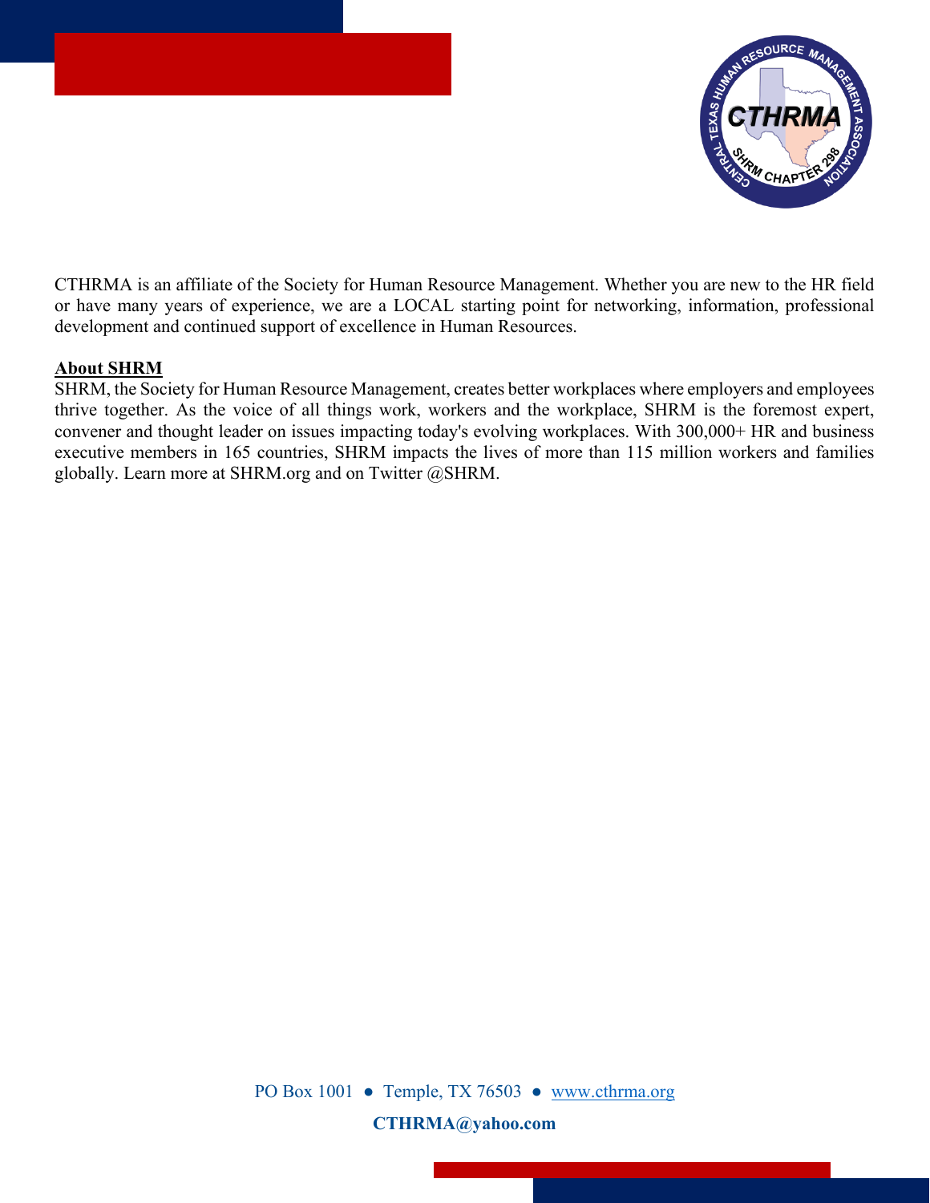CTHRMA is an affiliate of the Society for Human Resource Management. Whether you are new to the HR field or have many years of experience, we are a LOCAL starting point for networking, information, professional development and continued support of excellence in Human Resources.

**About SHRM**

SHRM, the Society for Human Resource Management, creates better workplaces where employers and employees thrive together. As the voice of all things work, workers and the workplace, SHRM is the foremost expert, convener and thought leader on issues impacting today's evolving workplaces. With 300,000+ HR and business executive members in 165 countries, SHRM impacts the lives of more than 115 million workers and families globally. Learn more at SHRM.org and on Twitter @SHRM.

PO Box 1001 ● Temple, TX 76503 ● www.cthrma.org

**CTHRMA@yahoo.com**